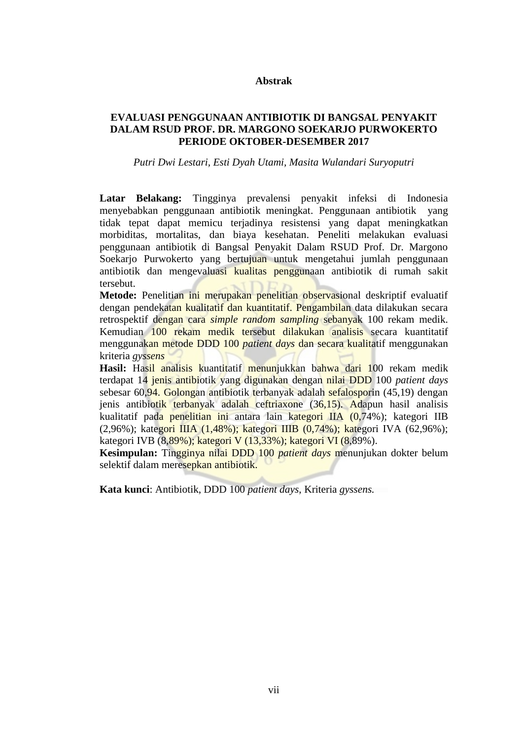# Abstrak

## EVALUASI PENGGUNAAN ANTIBIOTIK DI BANGSAL PENYAKIT DALAM RSUD PROF. DR. MARGONO SOEKARJO PURWOKERTO PERIODE OKTOBER-DESEMBER 2017

*Putri Dwi Lestari, Esti Dyah Utami, Masita Wulandari Suryoputri*

**Latar Belakang:** Tingginya prevalensi penyakit infeksi di Indonesia menyebabkan penggunaan antibiotik meningkat. Penggunaan antibiotik yang tidak tepat dapat memicu terjadinya resistensi yang dapat meningkatkan morbiditas, mortalitas, dan biaya kesehatan. Peneliti melakukan evaluasi penggunaan antibiotik di Bangsal Penyakit Dalam RSUD Prof. Dr. Margono Soekarjo Purwokerto yang bertujuan untuk mengetahui jumlah penggunaan antibiotik dan mengevaluasi kualitas penggunaan antibiotik di rumah sakit tersebut.

**Metode:** Penelitian ini merupakan penelitian observasional deskriptif evaluatif dengan pendekatan kualitatif dan kuantitatif. Pengambilan data dilakukan secara retrospektif dengan cara *simple random sampling* sebanyak 100 rekam medik. Kemudian 100 rekam medik tersebut dilakukan analisis secara kuantitatif menggunakan metode DDD 100 *patient days* dan secara kualitatif menggunakan kriteria *gyssens*

**Hasil:** Hasil analisis kuantitatif menunjukkan bahwa dari 100 rekam medik terdapat 14 jenis antibiotik yang digunakan dengan nilai DDD 100 *patient days* sebesar 60,94. Golongan antibiotik terbanyak adalah sefalosporin (45,19) dengan jenis antibiotik terbanyak adalah ceftriaxone (36,15). Adapun hasil analisis kualitatif pada penelitian ini antara lain kategori IIA (0,74%); kategori IIB (2,96%); kategori IIIA (1,48%); kategori IIIB (0,74%); kategori IVA (62,96%); kategori IVB (8,89%); kategori V (13,33%); kategori VI (8,89%).

**Kesimpulan:** Tingginya nilai DDD 100 *patient days* menunjukan dokter belum selektif dalam meresepkan antibiotik.

**Kata kunci**: Antibiotik, DDD 100 *patient days*, Kriteria *gyssens.*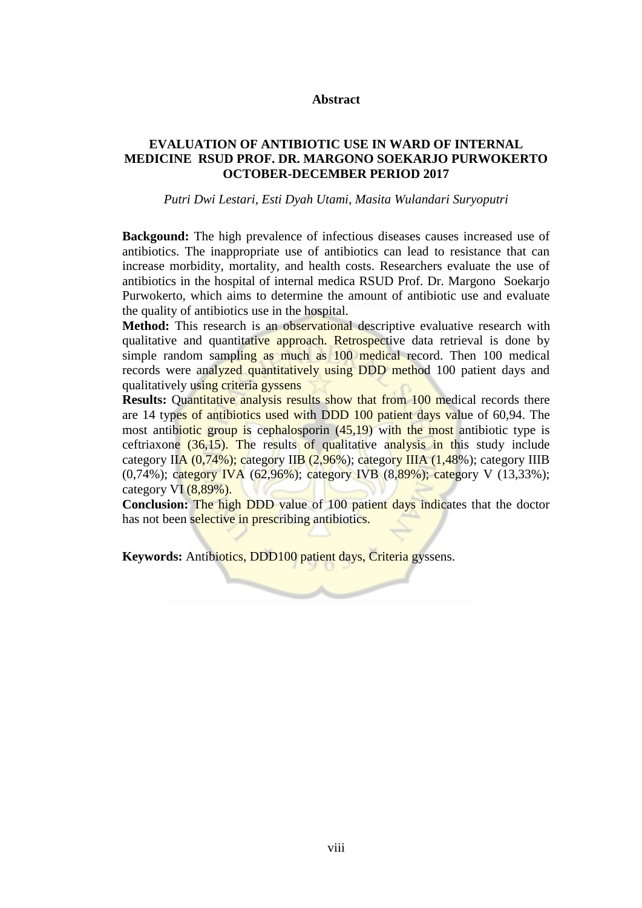## Abstract

### EVALUATION OF ANTIBIOTIC USE IN WARD OF INTERNAL MEDICINE RSUD PROF. DR. MARGONO SOEKARJO PURWOKERTO OCTOBER-DECEMBER PERIOD 2017

*Putri Dwi Lestari, Esti Dyah Utami, Masita Wulandari Suryoputri*

**Backgound:** The high prevalence of infectious diseases causes increased use of antibiotics. The inappropriate use of antibiotics can lead to resistance that can increase morbidity, mortality, and health costs. Researchers evaluate the use of antibiotics in the hospital of internal medica RSUD Prof. Dr. Margono Soekarjo Purwokerto, which aims to determine the amount of antibiotic use and evaluate the quality of antibiotics use in the hospital.

**Method:** This research is an observational descriptive evaluative research with qualitative and quantitative approach. Retrospective data retrieval is done by simple random sampling as much as 100 medical record. Then 100 medical records were analyzed quantitatively using DDD method 100 patient days and qualitatively using criteria gyssens

**Results:** Quantitative analysis results show that from 100 medical records there are 14 types of antibiotics used with DDD 100 patient days value of 60,94. The most antibiotic group is cephalosporin (45,19) with the most antibiotic type is ceftriaxone (36,15). The results of qualitative analysis in this study include category IIA (0,74%); category IIB (2,96%); category IIIA (1,48%); category IIIB (0,74%); category IVA (62,96%); category IVB (8,89%); category V (13,33%); category VI (8,89%).

**Conclusion:** The high DDD value of 100 patient days indicates that the doctor has not been selective in prescribing antibiotics.

**Keywords:** Antibiotics, DDD100 patient days, Criteria gyssens.